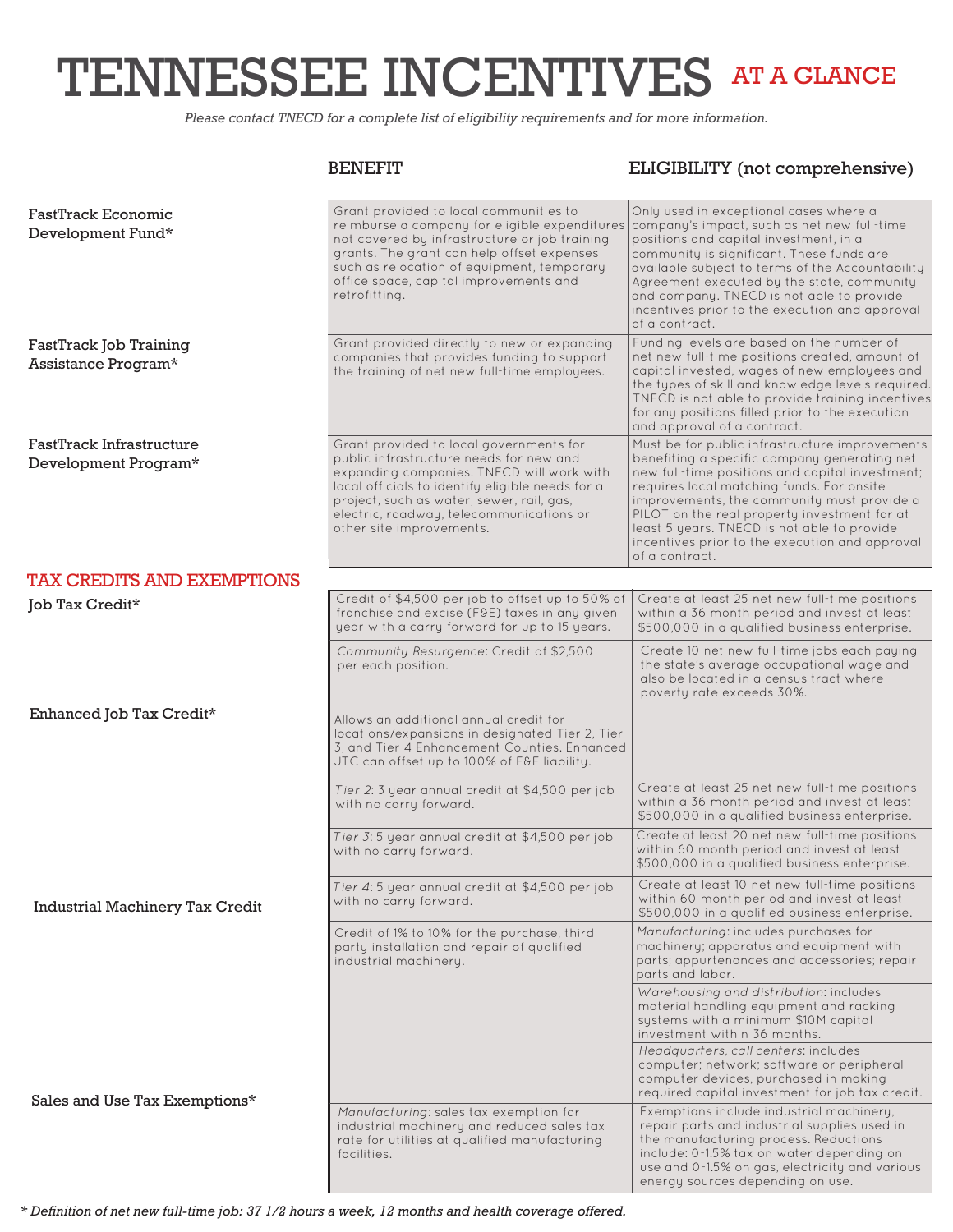# TENNESSEE INCENTIVES AT A GLANCE

*Please contact TNECD for a complete list of eligibility requirements and for more information.*

| | BENEFIT | ELIGIBILITY (not comprehensive) |
|---|---|---|
| FastTrack Economic Development Fund* | Grant provided to local communities to reimburse a company for eligible expenditures not covered by infrastructure or job training grants. The grant can help offset expenses such as relocation of equipment, temporary office space, capital improvements and retrofitting. | Only used in exceptional cases where a company's impact, such as net new full-time positions and capital investment, in a community is significant. These funds are available subject to terms of the Accountability Agreement executed by the state, community and company. TNECD is not able to provide incentives prior to the execution and approval of a contract. |
| FastTrack Job Training Assistance Program* | Grant provided directly to new or expanding companies that provides funding to support the training of net new full-time employees. | Funding levels are based on the number of net new full-time positions created, amount of capital invested, wages of new employees and the types of skill and knowledge levels required. TNECD is not able to provide training incentives for any positions filled prior to the execution and approval of a contract. |
| FastTrack Infrastructure Development Program* | Grant provided to local governments for public infrastructure needs for new and expanding companies. TNECD will work with local officials to identify eligible needs for a project, such as water, sewer, rail, gas, electric, roadway, telecommunications or other site improvements. | Must be for public infrastructure improvements benefiting a specific company generating net new full-time positions and capital investment; requires local matching funds. For onsite improvements, the community must provide a PILOT on the real property investment for at least 5 years. TNECD is not able to provide incentives prior to the execution and approval of a contract. |

## TAX CREDITS AND EXEMPTIONS

| | BENEFIT | ELIGIBILITY (not comprehensive) |
|---|---|---|
| Job Tax Credit* | Credit of $4,500 per job to offset up to 50% of franchise and excise (F&E) taxes in any given year with a carry forward for up to 15 years. | Create at least 25 net new full-time positions within a 36 month period and invest at least $500,000 in a qualified business enterprise. |
| | *Community Resurgence*: Credit of $2,500 per each position. | Create 10 net new full-time jobs each paying the state's average occupational wage and also be located in a census tract where poverty rate exceeds 30%. |
| Enhanced Job Tax Credit* | Allows an additional annual credit for locations/expansions in designated Tier 2, Tier 3, and Tier 4 Enhancement Counties. Enhanced JTC can offset up to 100% of F&E liability. | |
| | *Tier 2*: 3 year annual credit at $4,500 per job with no carry forward. | Create at least 25 net new full-time positions within a 36 month period and invest at least $500,000 in a qualified business enterprise. |
| | *Tier 3*: 5 year annual credit at $4,500 per job with no carry forward. | Create at least 20 net new full-time positions within 60 month period and invest at least $500,000 in a qualified business enterprise. |
| | *Tier 4*: 5 year annual credit at $4,500 per job with no carry forward. | Create at least 10 net new full-time positions within 60 month period and invest at least $500,000 in a qualified business enterprise. |
| Industrial Machinery Tax Credit | Credit of 1% to 10% for the purchase, third party installation and repair of qualified industrial machinery. | *Manufacturing*: includes purchases for machinery; apparatus and equipment with parts; appurtenances and accessories; repair parts and labor. |
| | | *Warehousing and distribution*: includes material handling equipment and racking systems with a minimum $10M capital investment within 36 months. |
| | | *Headquarters, call centers*: includes computer; network; software or peripheral computer devices, purchased in making required capital investment for job tax credit. |
| Sales and Use Tax Exemptions* | *Manufacturing*: sales tax exemption for industrial machinery and reduced sales tax rate for utilities at qualified manufacturing facilities. | Exemptions include industrial machinery, repair parts and industrial supplies used in the manufacturing process. Reductions include: 0-1.5% tax on water depending on use and 0-1.5% on gas, electricity and various energy sources depending on use. |

*\* Definition of net new full-time job: 37 1/2 hours a week, 12 months and health coverage offered.*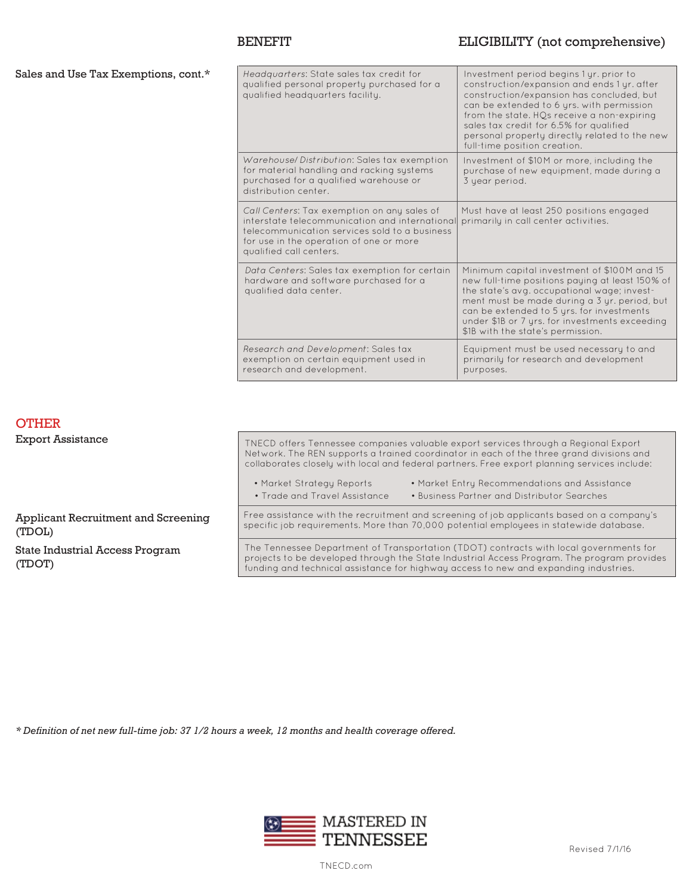| | BENEFIT | ELIGIBILITY (not comprehensive) |
|---|---|---|
| Sales and Use Tax Exemptions, cont.* | *Headquarters*: State sales tax credit for qualified personal property purchased for a qualified headquarters facility. | Investment period begins 1 yr. prior to construction/expansion and ends 1 yr. after construction/expansion has concluded, but can be extended to 6 yrs. with permission from the state. HQs receive a non-expiring sales tax credit for 6.5% for qualified personal property directly related to the new full-time position creation. |
| | *Warehouse/ Distribution*: Sales tax exemption for material handling and racking systems purchased for a qualified warehouse or distribution center. | Investment of $10M or more, including the purchase of new equipment, made during a 3 year period. |
| | *Call Centers*: Tax exemption on any sales of interstate telecommunication and international telecommunication services sold to a business for use in the operation of one or more qualified call centers. | Must have at least 250 positions engaged primarily in call center activities. |
| | *Data Centers*: Sales tax exemption for certain hardware and software purchased for a qualified data center. | Minimum capital investment of $100M and 15 new full-time positions paying at least 150% of the state's avg. occupational wage; investment must be made during a 3 yr. period, but can be extended to 5 yrs. for investments under $1B or 7 yrs. for investments exceeding $1B with the state's permission. |
| | *Research and Development*: Sales tax exemption on certain equipment used in research and development. | Equipment must be used necessary to and primarily for research and development purposes. |

## OTHER

| | |
|---|---|
| Export Assistance | TNECD offers Tennessee companies valuable export services through a Regional Export Network. The REN supports a trained coordinator in each of the three grand divisions and collaborates closely with local and federal partners. Free export planning services include: • Market Strategy Reports • Market Entry Recommendations and Assistance • Trade and Travel Assistance • Business Partner and Distributor Searches |
| Applicant Recruitment and Screening (TDOL) | Free assistance with the recruitment and screening of job applicants based on a company's specific job requirements. More than 70,000 potential employees in statewide database. |
| State Industrial Access Program (TDOT) | The Tennessee Department of Transportation (TDOT) contracts with local governments for projects to be developed through the State Industrial Access Program. The program provides funding and technical assistance for highway access to new and expanding industries. |

*\* Definition of net new full-time job: 37 1/2 hours a week, 12 months and health coverage offered.*

MASTERED IN TENNESSEE

TNECD.com

Revised 7/1/16